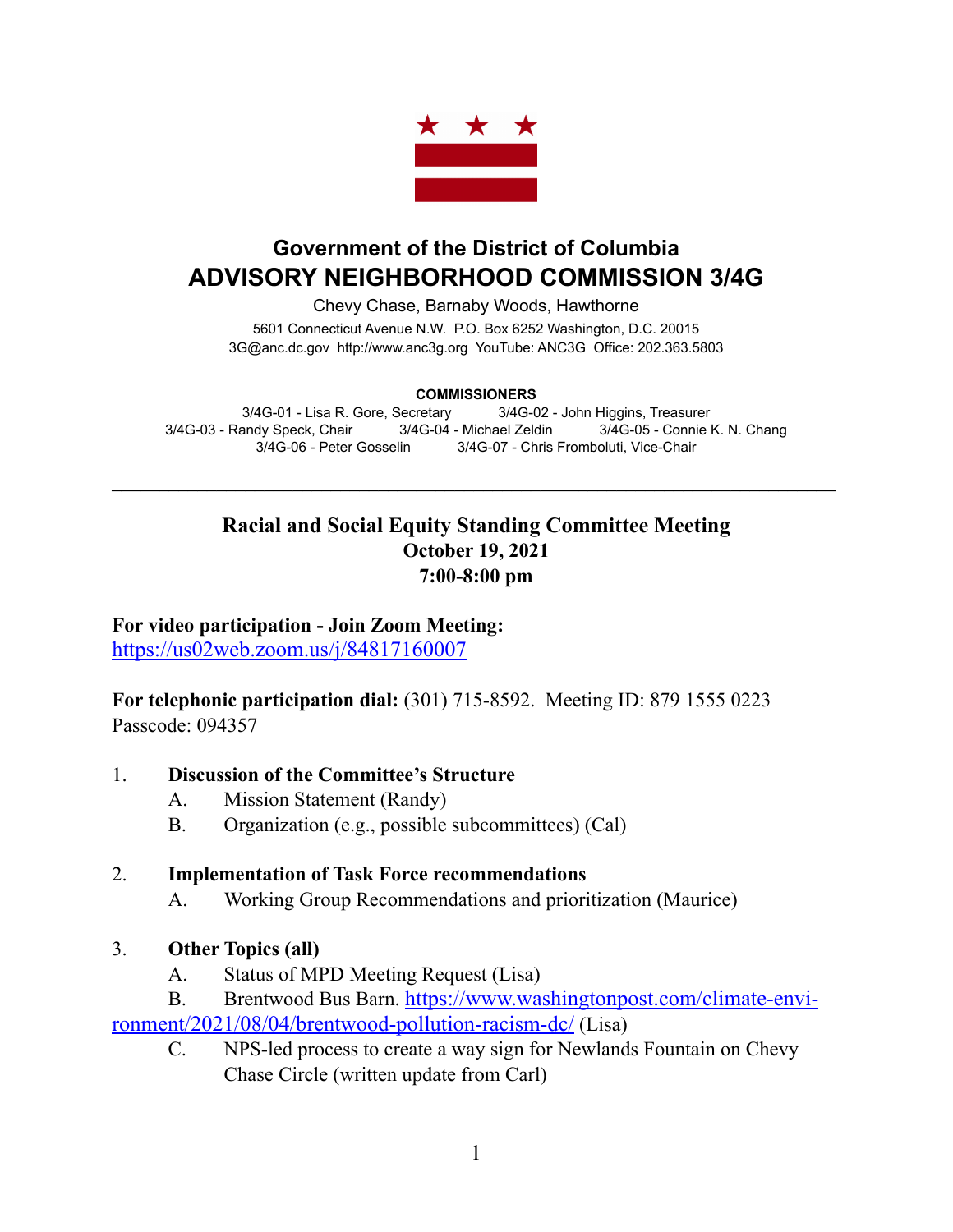# Government of the District of Columbia

# ADVISORY NEIGHBORHOOD COMMISSION 3/4G

Chevy Chase, Barnaby Woods, Hawthorne

5601 Connecticut Avenue N.W. P.O. Box 6252 Washington, D.C. 20015

3G@anc.dc.gov http://www.anc3g.org YouTube: ANC3G Office: 202.363.5803

**COMMISSIONERS**

3/4G-01 - Lisa R. Gore, Secretary 3/4G-02 - John Higgins, Treasurer
3/4G-03 - Randy Speck, Chair 3/4G-04 - Michael Zeldin 3/4G-05 - Connie K. N. Chang
3/4G-06 - Peter Gosselin 3/4G-07 - Chris Fromboluti, Vice-Chair

---

## Racial and Social Equity Standing Committee Meeting
## October 19, 2021
## 7:00-8:00 pm

**For video participation - Join Zoom Meeting:**
https://us02web.zoom.us/j/84817160007

**For telephonic participation dial:** (301) 715-8592. Meeting ID: 879 1555 0223
Passcode: 094357

1. **Discussion of the Committee's Structure**
   - A. Mission Statement (Randy)
   - B. Organization (e.g., possible subcommittees) (Cal)

2. **Implementation of Task Force recommendations**
   - A. Working Group Recommendations and prioritization (Maurice)

3. **Other Topics (all)**
   - A. Status of MPD Meeting Request (Lisa)
   - B. Brentwood Bus Barn. https://www.washingtonpost.com/climate-environment/2021/08/04/brentwood-pollution-racism-dc/ (Lisa)
   - C. NPS-led process to create a way sign for Newlands Fountain on Chevy Chase Circle (written update from Carl)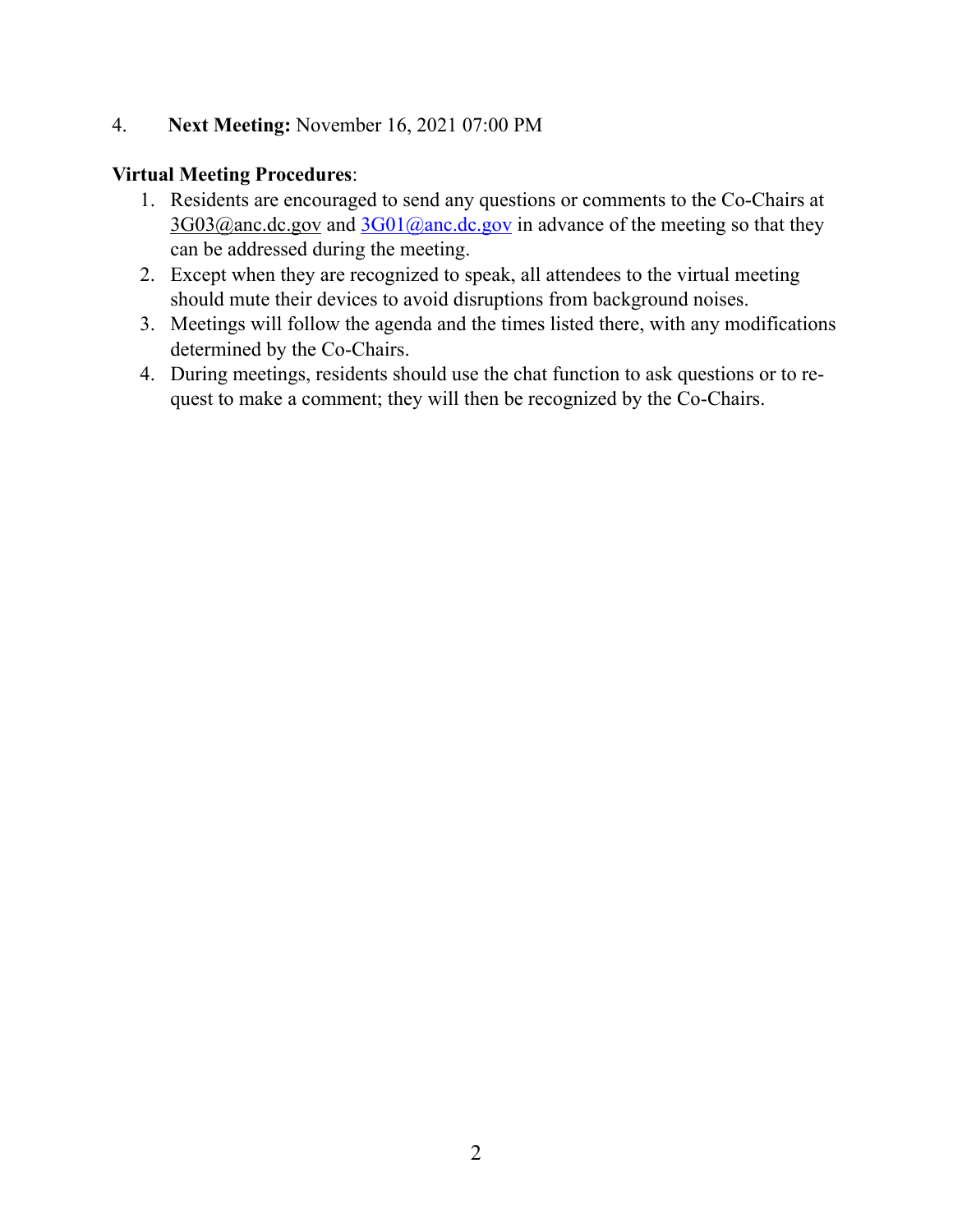4. **Next Meeting:** November 16, 2021 07:00 PM

**Virtual Meeting Procedures**:

1. Residents are encouraged to send any questions or comments to the Co-Chairs at 3G03@anc.dc.gov and 3G01@anc.dc.gov in advance of the meeting so that they can be addressed during the meeting.
2. Except when they are recognized to speak, all attendees to the virtual meeting should mute their devices to avoid disruptions from background noises.
3. Meetings will follow the agenda and the times listed there, with any modifications determined by the Co-Chairs.
4. During meetings, residents should use the chat function to ask questions or to request to make a comment; they will then be recognized by the Co-Chairs.